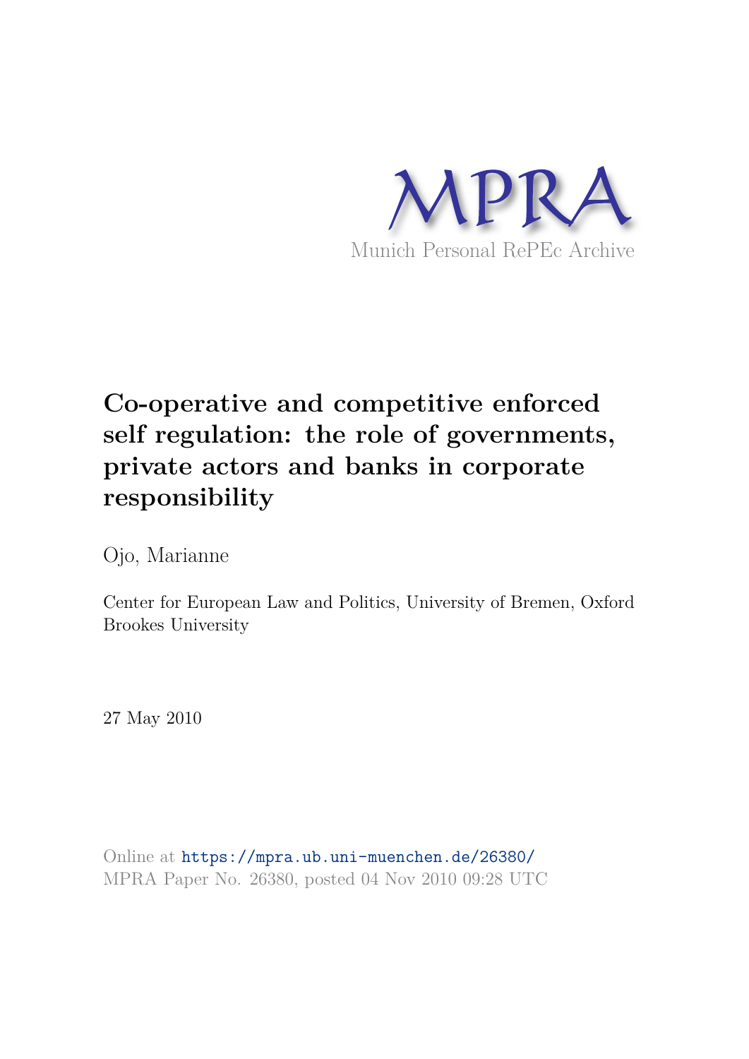MPRA

Munich Personal RePEc Archive

# Co-operative and competitive enforced self regulation: the role of governments, private actors and banks in corporate responsibility

Ojo, Marianne

Center for European Law and Politics, University of Bremen, Oxford Brookes University

27 May 2010

Online at https://mpra.ub.uni-muenchen.de/26380/
MPRA Paper No. 26380, posted 04 Nov 2010 09:28 UTC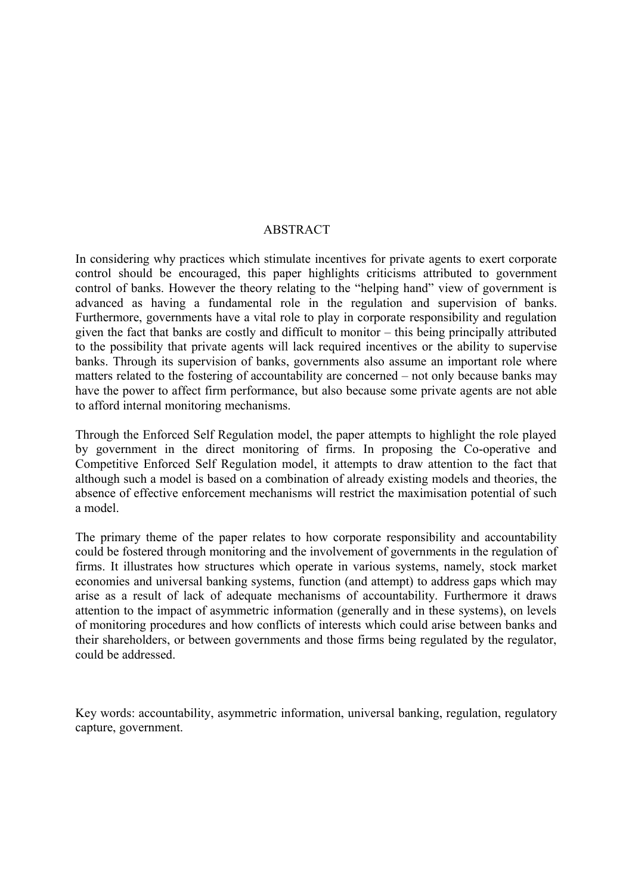# ABSTRACT

In considering why practices which stimulate incentives for private agents to exert corporate control should be encouraged, this paper highlights criticisms attributed to government control of banks. However the theory relating to the "helping hand" view of government is advanced as having a fundamental role in the regulation and supervision of banks. Furthermore, governments have a vital role to play in corporate responsibility and regulation given the fact that banks are costly and difficult to monitor – this being principally attributed to the possibility that private agents will lack required incentives or the ability to supervise banks. Through its supervision of banks, governments also assume an important role where matters related to the fostering of accountability are concerned – not only because banks may have the power to affect firm performance, but also because some private agents are not able to afford internal monitoring mechanisms.

Through the Enforced Self Regulation model, the paper attempts to highlight the role played by government in the direct monitoring of firms. In proposing the Co-operative and Competitive Enforced Self Regulation model, it attempts to draw attention to the fact that although such a model is based on a combination of already existing models and theories, the absence of effective enforcement mechanisms will restrict the maximisation potential of such a model.

The primary theme of the paper relates to how corporate responsibility and accountability could be fostered through monitoring and the involvement of governments in the regulation of firms. It illustrates how structures which operate in various systems, namely, stock market economies and universal banking systems, function (and attempt) to address gaps which may arise as a result of lack of adequate mechanisms of accountability. Furthermore it draws attention to the impact of asymmetric information (generally and in these systems), on levels of monitoring procedures and how conflicts of interests which could arise between banks and their shareholders, or between governments and those firms being regulated by the regulator, could be addressed.

Key words: accountability, asymmetric information, universal banking, regulation, regulatory capture, government.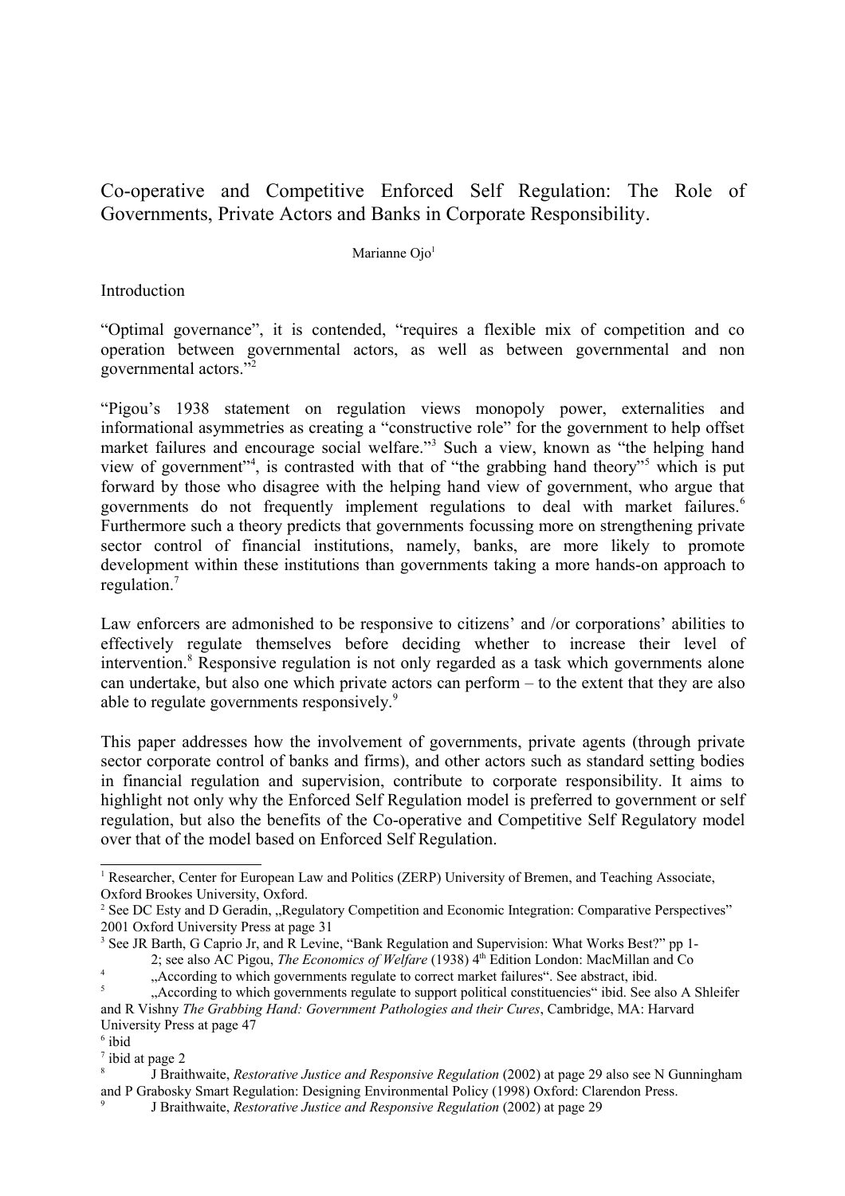# Co-operative and Competitive Enforced Self Regulation: The Role of Governments, Private Actors and Banks in Corporate Responsibility.

Marianne Ojo[1]

## Introduction

"Optimal governance", it is contended, "requires a flexible mix of competition and co operation between governmental actors, as well as between governmental and non governmental actors."[2]

"Pigou's 1938 statement on regulation views monopoly power, externalities and informational asymmetries as creating a "constructive role" for the government to help offset market failures and encourage social welfare."[3] Such a view, known as "the helping hand view of government"[4], is contrasted with that of "the grabbing hand theory"[5] which is put forward by those who disagree with the helping hand view of government, who argue that governments do not frequently implement regulations to deal with market failures.[6] Furthermore such a theory predicts that governments focussing more on strengthening private sector control of financial institutions, namely, banks, are more likely to promote development within these institutions than governments taking a more hands-on approach to regulation.[7]

Law enforcers are admonished to be responsive to citizens' and /or corporations' abilities to effectively regulate themselves before deciding whether to increase their level of intervention.[8] Responsive regulation is not only regarded as a task which governments alone can undertake, but also one which private actors can perform – to the extent that they are also able to regulate governments responsively.[9]

This paper addresses how the involvement of governments, private agents (through private sector corporate control of banks and firms), and other actors such as standard setting bodies in financial regulation and supervision, contribute to corporate responsibility. It aims to highlight not only why the Enforced Self Regulation model is preferred to government or self regulation, but also the benefits of the Co-operative and Competitive Self Regulatory model over that of the model based on Enforced Self Regulation.

---

[1] Researcher, Center for European Law and Politics (ZERP) University of Bremen, and Teaching Associate, Oxford Brookes University, Oxford.

[2] See DC Esty and D Geradin, „Regulatory Competition and Economic Integration: Comparative Perspectives" 2001 Oxford University Press at page 31

[3] See JR Barth, G Caprio Jr, and R Levine, "Bank Regulation and Supervision: What Works Best?" pp 1-2; see also AC Pigou, *The Economics of Welfare* (1938) 4th Edition London: MacMillan and Co

[4] „According to which governments regulate to correct market failures". See abstract, ibid.

[5] „According to which governments regulate to support political constituencies" ibid. See also A Shleifer and R Vishny *The Grabbing Hand: Government Pathologies and their Cures*, Cambridge, MA: Harvard University Press at page 47

[6] ibid

[7] ibid at page 2

[8] J Braithwaite, *Restorative Justice and Responsive Regulation* (2002) at page 29 also see N Gunningham and P Grabosky Smart Regulation: Designing Environmental Policy (1998) Oxford: Clarendon Press.

[9] J Braithwaite, *Restorative Justice and Responsive Regulation* (2002) at page 29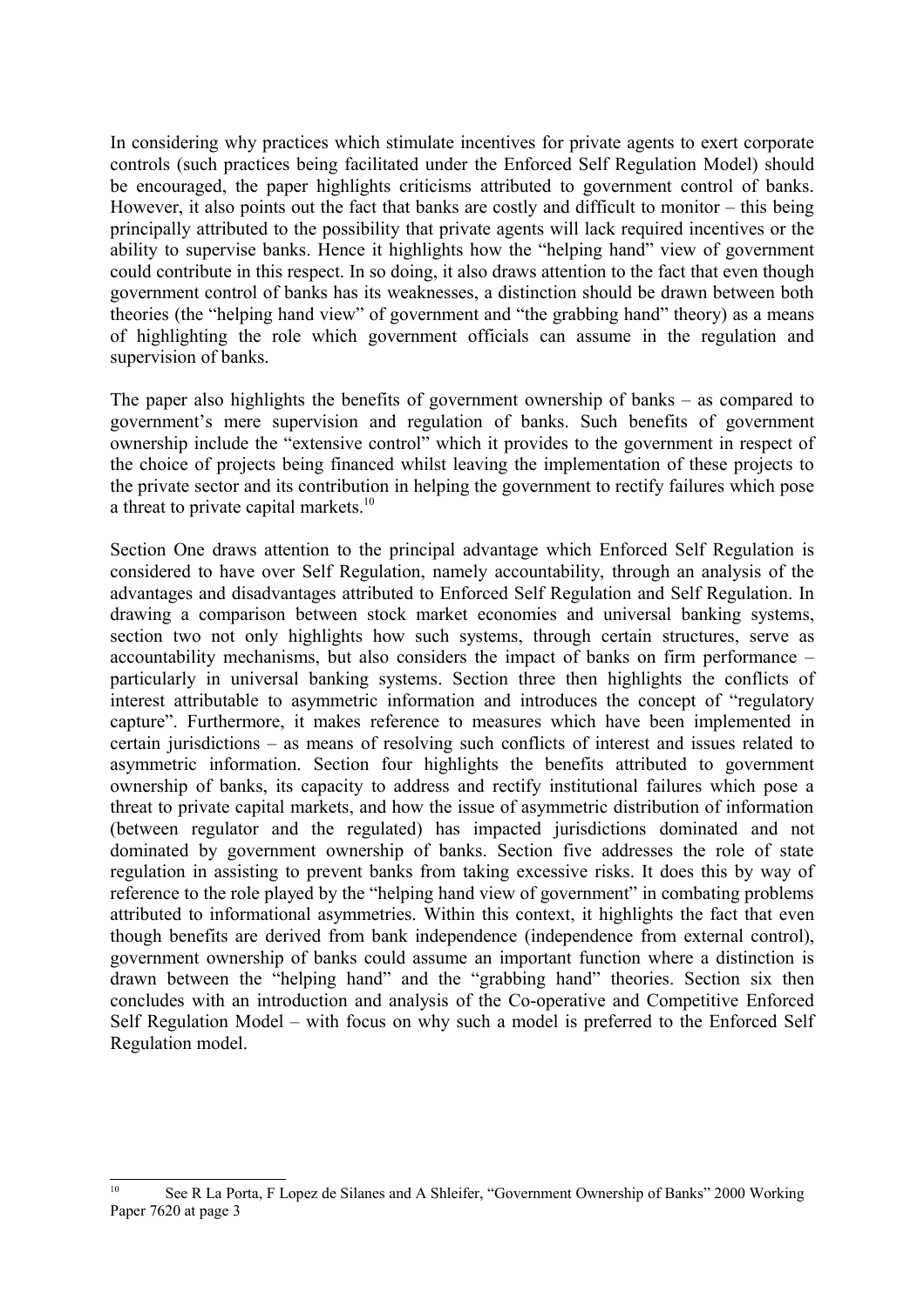In considering why practices which stimulate incentives for private agents to exert corporate controls (such practices being facilitated under the Enforced Self Regulation Model) should be encouraged, the paper highlights criticisms attributed to government control of banks. However, it also points out the fact that banks are costly and difficult to monitor – this being principally attributed to the possibility that private agents will lack required incentives or the ability to supervise banks. Hence it highlights how the "helping hand" view of government could contribute in this respect. In so doing, it also draws attention to the fact that even though government control of banks has its weaknesses, a distinction should be drawn between both theories (the "helping hand view" of government and "the grabbing hand" theory) as a means of highlighting the role which government officials can assume in the regulation and supervision of banks.

The paper also highlights the benefits of government ownership of banks – as compared to government's mere supervision and regulation of banks. Such benefits of government ownership include the "extensive control" which it provides to the government in respect of the choice of projects being financed whilst leaving the implementation of these projects to the private sector and its contribution in helping the government to rectify failures which pose a threat to private capital markets.[10]

Section One draws attention to the principal advantage which Enforced Self Regulation is considered to have over Self Regulation, namely accountability, through an analysis of the advantages and disadvantages attributed to Enforced Self Regulation and Self Regulation. In drawing a comparison between stock market economies and universal banking systems, section two not only highlights how such systems, through certain structures, serve as accountability mechanisms, but also considers the impact of banks on firm performance – particularly in universal banking systems. Section three then highlights the conflicts of interest attributable to asymmetric information and introduces the concept of "regulatory capture". Furthermore, it makes reference to measures which have been implemented in certain jurisdictions – as means of resolving such conflicts of interest and issues related to asymmetric information. Section four highlights the benefits attributed to government ownership of banks, its capacity to address and rectify institutional failures which pose a threat to private capital markets, and how the issue of asymmetric distribution of information (between regulator and the regulated) has impacted jurisdictions dominated and not dominated by government ownership of banks. Section five addresses the role of state regulation in assisting to prevent banks from taking excessive risks. It does this by way of reference to the role played by the "helping hand view of government" in combating problems attributed to informational asymmetries. Within this context, it highlights the fact that even though benefits are derived from bank independence (independence from external control), government ownership of banks could assume an important function where a distinction is drawn between the "helping hand" and the "grabbing hand" theories. Section six then concludes with an introduction and analysis of the Co-operative and Competitive Enforced Self Regulation Model – with focus on why such a model is preferred to the Enforced Self Regulation model.

---

[10] See R La Porta, F Lopez de Silanes and A Shleifer, "Government Ownership of Banks" 2000 Working Paper 7620 at page 3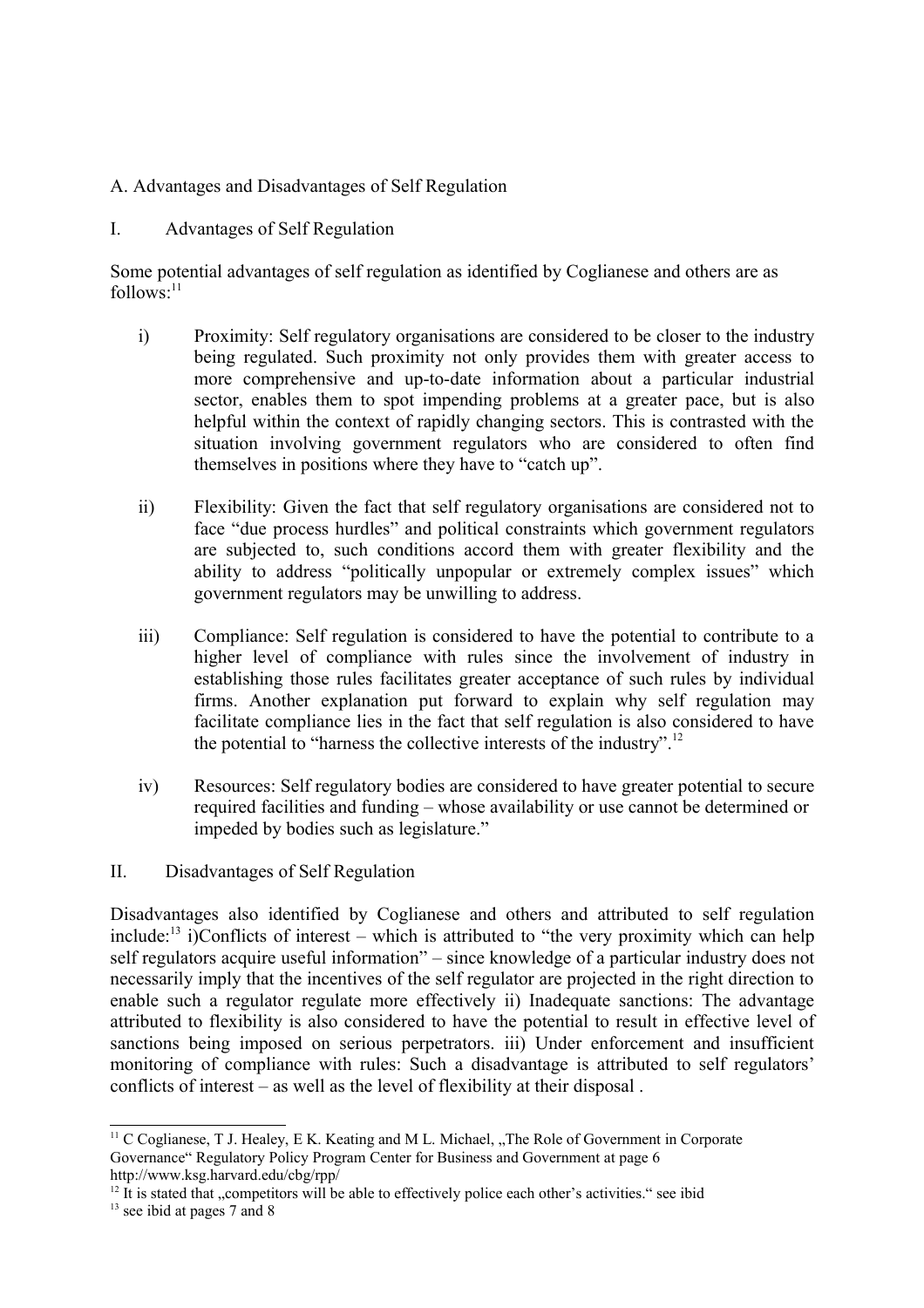A. Advantages and Disadvantages of Self Regulation

I. Advantages of Self Regulation

Some potential advantages of self regulation as identified by Coglianese and others are as follows:[11]

i) Proximity: Self regulatory organisations are considered to be closer to the industry being regulated. Such proximity not only provides them with greater access to more comprehensive and up-to-date information about a particular industrial sector, enables them to spot impending problems at a greater pace, but is also helpful within the context of rapidly changing sectors. This is contrasted with the situation involving government regulators who are considered to often find themselves in positions where they have to "catch up".

ii) Flexibility: Given the fact that self regulatory organisations are considered not to face "due process hurdles" and political constraints which government regulators are subjected to, such conditions accord them with greater flexibility and the ability to address "politically unpopular or extremely complex issues" which government regulators may be unwilling to address.

iii) Compliance: Self regulation is considered to have the potential to contribute to a higher level of compliance with rules since the involvement of industry in establishing those rules facilitates greater acceptance of such rules by individual firms. Another explanation put forward to explain why self regulation may facilitate compliance lies in the fact that self regulation is also considered to have the potential to "harness the collective interests of the industry".[12]

iv) Resources: Self regulatory bodies are considered to have greater potential to secure required facilities and funding – whose availability or use cannot be determined or impeded by bodies such as legislature."

II. Disadvantages of Self Regulation

Disadvantages also identified by Coglianese and others and attributed to self regulation include:[13] i)Conflicts of interest – which is attributed to "the very proximity which can help self regulators acquire useful information" – since knowledge of a particular industry does not necessarily imply that the incentives of the self regulator are projected in the right direction to enable such a regulator regulate more effectively ii) Inadequate sanctions: The advantage attributed to flexibility is also considered to have the potential to result in effective level of sanctions being imposed on serious perpetrators. iii) Under enforcement and insufficient monitoring of compliance with rules: Such a disadvantage is attributed to self regulators' conflicts of interest – as well as the level of flexibility at their disposal .

---

[11] C Coglianese, T J. Healey, E K. Keating and M L. Michael, „The Role of Government in Corporate Governance" Regulatory Policy Program Center for Business and Government at page 6 http://www.ksg.harvard.edu/cbg/rpp/

[12] It is stated that „competitors will be able to effectively police each other's activities." see ibid

[13] see ibid at pages 7 and 8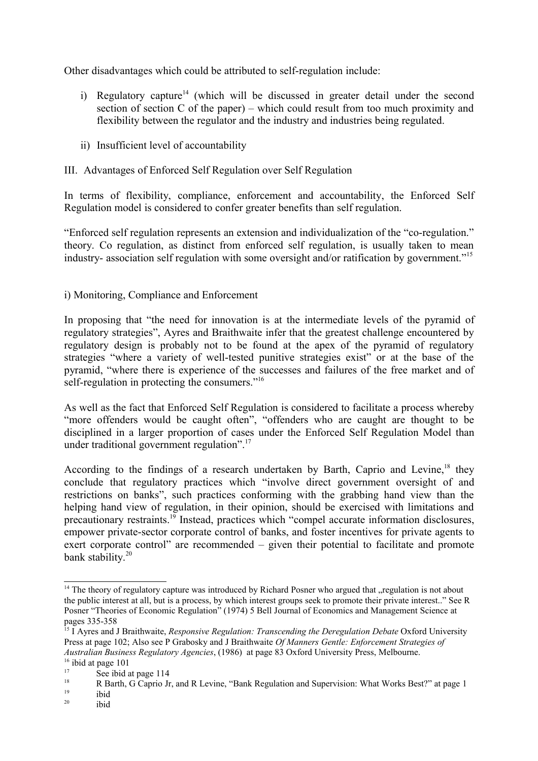Other disadvantages which could be attributed to self-regulation include:

i) Regulatory capture[14] (which will be discussed in greater detail under the second section of section C of the paper) – which could result from too much proximity and flexibility between the regulator and the industry and industries being regulated.

ii) Insufficient level of accountability

III. Advantages of Enforced Self Regulation over Self Regulation

In terms of flexibility, compliance, enforcement and accountability, the Enforced Self Regulation model is considered to confer greater benefits than self regulation.

"Enforced self regulation represents an extension and individualization of the "co-regulation." theory. Co regulation, as distinct from enforced self regulation, is usually taken to mean industry- association self regulation with some oversight and/or ratification by government."[15]

i) Monitoring, Compliance and Enforcement

In proposing that "the need for innovation is at the intermediate levels of the pyramid of regulatory strategies", Ayres and Braithwaite infer that the greatest challenge encountered by regulatory design is probably not to be found at the apex of the pyramid of regulatory strategies "where a variety of well-tested punitive strategies exist" or at the base of the pyramid, "where there is experience of the successes and failures of the free market and of self-regulation in protecting the consumers."[16]

As well as the fact that Enforced Self Regulation is considered to facilitate a process whereby "more offenders would be caught often", "offenders who are caught are thought to be disciplined in a larger proportion of cases under the Enforced Self Regulation Model than under traditional government regulation".[17]

According to the findings of a research undertaken by Barth, Caprio and Levine,[18] they conclude that regulatory practices which "involve direct government oversight of and restrictions on banks", such practices conforming with the grabbing hand view than the helping hand view of regulation, in their opinion, should be exercised with limitations and precautionary restraints.[19] Instead, practices which "compel accurate information disclosures, empower private-sector corporate control of banks, and foster incentives for private agents to exert corporate control" are recommended – given their potential to facilitate and promote bank stability.[20]

---

[14] The theory of regulatory capture was introduced by Richard Posner who argued that „regulation is not about the public interest at all, but is a process, by which interest groups seek to promote their private interest.." See R Posner "Theories of Economic Regulation" (1974) 5 Bell Journal of Economics and Management Science at pages 335-358

[15] I Ayres and J Braithwaite, *Responsive Regulation: Transcending the Deregulation Debate* Oxford University Press at page 102; Also see P Grabosky and J Braithwaite *Of Manners Gentle: Enforcement Strategies of Australian Business Regulatory Agencies*, (1986) at page 83 Oxford University Press, Melbourne.

[16] ibid at page 101

[17] See ibid at page 114

[18] R Barth, G Caprio Jr, and R Levine, "Bank Regulation and Supervision: What Works Best?" at page 1

[19] ibid

[20] ibid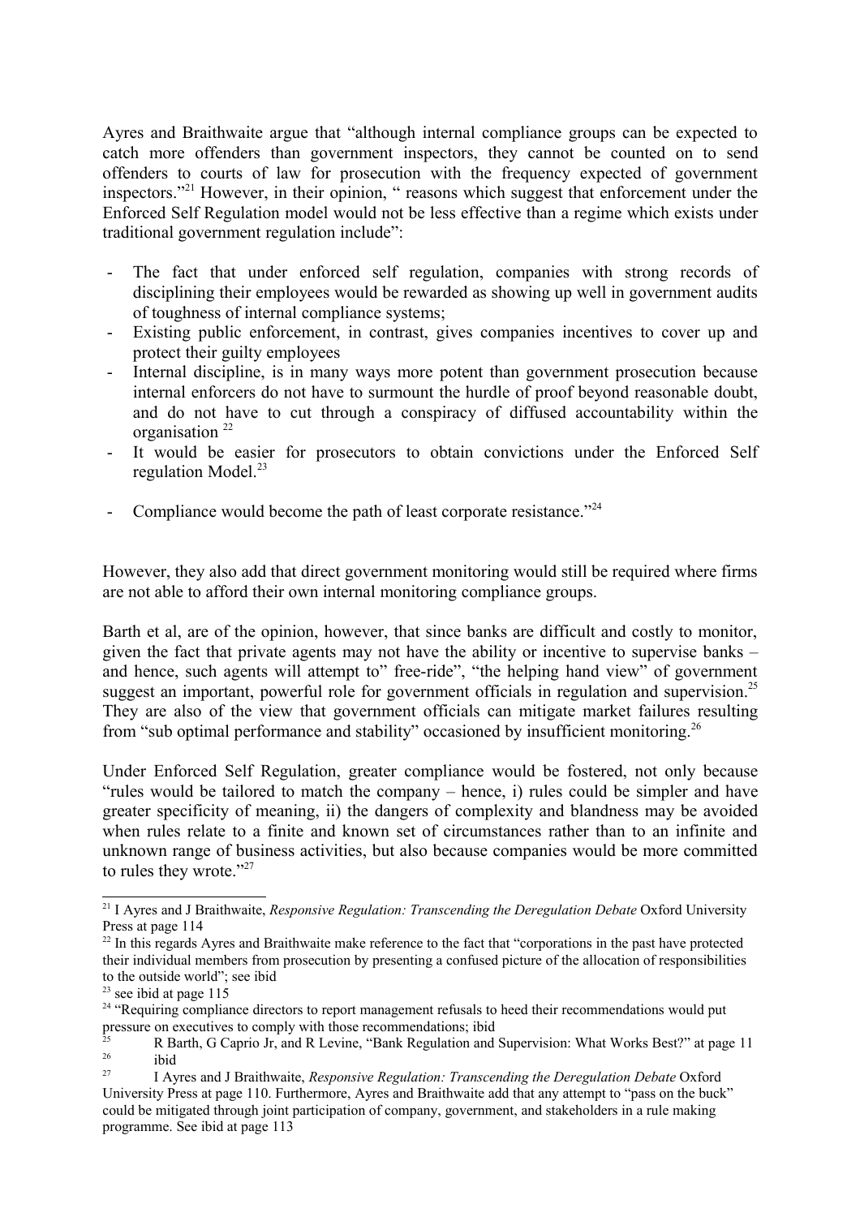Ayres and Braithwaite argue that "although internal compliance groups can be expected to catch more offenders than government inspectors, they cannot be counted on to send offenders to courts of law for prosecution with the frequency expected of government inspectors."[21] However, in their opinion, " reasons which suggest that enforcement under the Enforced Self Regulation model would not be less effective than a regime which exists under traditional government regulation include":

- The fact that under enforced self regulation, companies with strong records of disciplining their employees would be rewarded as showing up well in government audits of toughness of internal compliance systems;
- Existing public enforcement, in contrast, gives companies incentives to cover up and protect their guilty employees
- Internal discipline, is in many ways more potent than government prosecution because internal enforcers do not have to surmount the hurdle of proof beyond reasonable doubt, and do not have to cut through a conspiracy of diffused accountability within the organisation [22]
- It would be easier for prosecutors to obtain convictions under the Enforced Self regulation Model.[23]
- Compliance would become the path of least corporate resistance."[24]

However, they also add that direct government monitoring would still be required where firms are not able to afford their own internal monitoring compliance groups.

Barth et al, are of the opinion, however, that since banks are difficult and costly to monitor, given the fact that private agents may not have the ability or incentive to supervise banks – and hence, such agents will attempt to" free-ride", "the helping hand view" of government suggest an important, powerful role for government officials in regulation and supervision.[25] They are also of the view that government officials can mitigate market failures resulting from "sub optimal performance and stability" occasioned by insufficient monitoring.[26]

Under Enforced Self Regulation, greater compliance would be fostered, not only because "rules would be tailored to match the company – hence, i) rules could be simpler and have greater specificity of meaning, ii) the dangers of complexity and blandness may be avoided when rules relate to a finite and known set of circumstances rather than to an infinite and unknown range of business activities, but also because companies would be more committed to rules they wrote."[27]

---

[21] I Ayres and J Braithwaite, *Responsive Regulation: Transcending the Deregulation Debate* Oxford University Press at page 114

[22] In this regards Ayres and Braithwaite make reference to the fact that "corporations in the past have protected their individual members from prosecution by presenting a confused picture of the allocation of responsibilities to the outside world"; see ibid

[23] see ibid at page 115

[24] "Requiring compliance directors to report management refusals to heed their recommendations would put pressure on executives to comply with those recommendations; ibid

[25] R Barth, G Caprio Jr, and R Levine, "Bank Regulation and Supervision: What Works Best?" at page 11

[26] ibid

[27] I Ayres and J Braithwaite, *Responsive Regulation: Transcending the Deregulation Debate* Oxford University Press at page 110. Furthermore, Ayres and Braithwaite add that any attempt to "pass on the buck" could be mitigated through joint participation of company, government, and stakeholders in a rule making programme. See ibid at page 113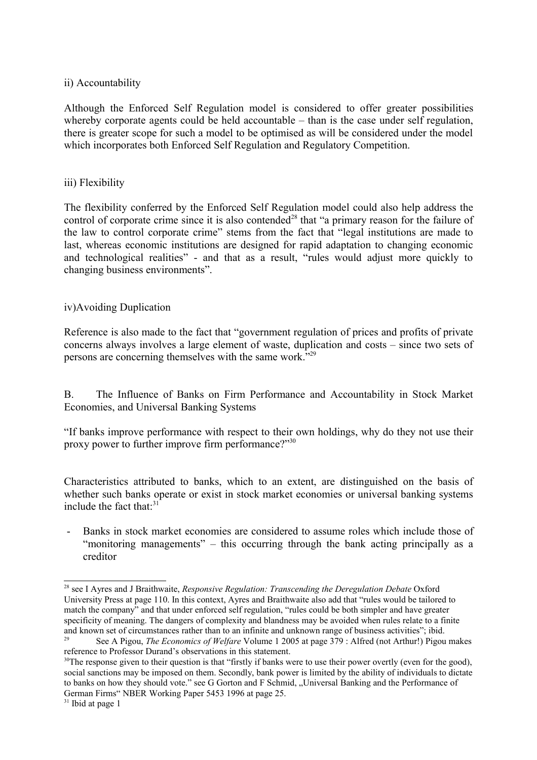ii) Accountability

Although the Enforced Self Regulation model is considered to offer greater possibilities whereby corporate agents could be held accountable – than is the case under self regulation, there is greater scope for such a model to be optimised as will be considered under the model which incorporates both Enforced Self Regulation and Regulatory Competition.

iii) Flexibility

The flexibility conferred by the Enforced Self Regulation model could also help address the control of corporate crime since it is also contended[28] that "a primary reason for the failure of the law to control corporate crime" stems from the fact that "legal institutions are made to last, whereas economic institutions are designed for rapid adaptation to changing economic and technological realities" - and that as a result, "rules would adjust more quickly to changing business environments".

iv)Avoiding Duplication

Reference is also made to the fact that "government regulation of prices and profits of private concerns always involves a large element of waste, duplication and costs – since two sets of persons are concerning themselves with the same work."[29]

B. The Influence of Banks on Firm Performance and Accountability in Stock Market Economies, and Universal Banking Systems

"If banks improve performance with respect to their own holdings, why do they not use their proxy power to further improve firm performance?"[30]

Characteristics attributed to banks, which to an extent, are distinguished on the basis of whether such banks operate or exist in stock market economies or universal banking systems include the fact that:[31]

- Banks in stock market economies are considered to assume roles which include those of "monitoring managements" – this occurring through the bank acting principally as a creditor

---

[28] see I Ayres and J Braithwaite, *Responsive Regulation: Transcending the Deregulation Debate* Oxford University Press at page 110. In this context, Ayres and Braithwaite also add that "rules would be tailored to match the company" and that under enforced self regulation, "rules could be both simpler and have greater specificity of meaning. The dangers of complexity and blandness may be avoided when rules relate to a finite and known set of circumstances rather than to an infinite and unknown range of business activities"; ibid.

[29] See A Pigou, *The Economics of Welfare* Volume 1 2005 at page 379 : Alfred (not Arthur!) Pigou makes reference to Professor Durand's observations in this statement.

[30] The response given to their question is that "firstly if banks were to use their power overtly (even for the good), social sanctions may be imposed on them. Secondly, bank power is limited by the ability of individuals to dictate to banks on how they should vote." see G Gorton and F Schmid, „Universal Banking and the Performance of German Firms" NBER Working Paper 5453 1996 at page 25.

[31] Ibid at page 1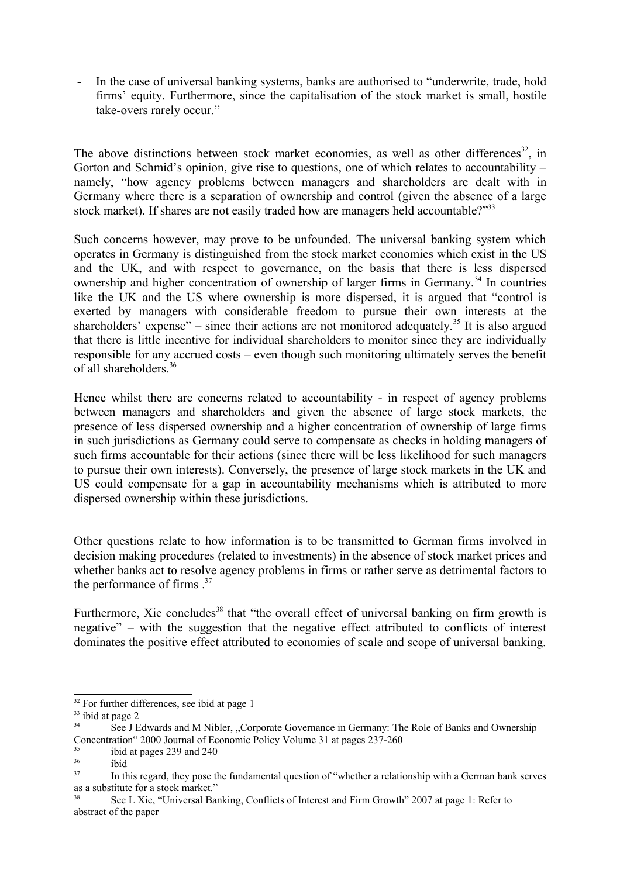- In the case of universal banking systems, banks are authorised to "underwrite, trade, hold firms' equity. Furthermore, since the capitalisation of the stock market is small, hostile take-overs rarely occur."

The above distinctions between stock market economies, as well as other differences[32], in Gorton and Schmid's opinion, give rise to questions, one of which relates to accountability – namely, "how agency problems between managers and shareholders are dealt with in Germany where there is a separation of ownership and control (given the absence of a large stock market). If shares are not easily traded how are managers held accountable?"[33]

Such concerns however, may prove to be unfounded. The universal banking system which operates in Germany is distinguished from the stock market economies which exist in the US and the UK, and with respect to governance, on the basis that there is less dispersed ownership and higher concentration of ownership of larger firms in Germany.[34] In countries like the UK and the US where ownership is more dispersed, it is argued that "control is exerted by managers with considerable freedom to pursue their own interests at the shareholders' expense" – since their actions are not monitored adequately.[35] It is also argued that there is little incentive for individual shareholders to monitor since they are individually responsible for any accrued costs – even though such monitoring ultimately serves the benefit of all shareholders.[36]

Hence whilst there are concerns related to accountability - in respect of agency problems between managers and shareholders and given the absence of large stock markets, the presence of less dispersed ownership and a higher concentration of ownership of large firms in such jurisdictions as Germany could serve to compensate as checks in holding managers of such firms accountable for their actions (since there will be less likelihood for such managers to pursue their own interests). Conversely, the presence of large stock markets in the UK and US could compensate for a gap in accountability mechanisms which is attributed to more dispersed ownership within these jurisdictions.

Other questions relate to how information is to be transmitted to German firms involved in decision making procedures (related to investments) in the absence of stock market prices and whether banks act to resolve agency problems in firms or rather serve as detrimental factors to the performance of firms .[37]

Furthermore, Xie concludes[38] that "the overall effect of universal banking on firm growth is negative" – with the suggestion that the negative effect attributed to conflicts of interest dominates the positive effect attributed to economies of scale and scope of universal banking.

---

[32] For further differences, see ibid at page 1

[33] ibid at page 2

[34] See J Edwards and M Nibler, „Corporate Governance in Germany: The Role of Banks and Ownership Concentration" 2000 Journal of Economic Policy Volume 31 at pages 237-260

[35] ibid at pages 239 and 240

[36] ibid

[37] In this regard, they pose the fundamental question of "whether a relationship with a German bank serves as a substitute for a stock market."

[38] See L Xie, "Universal Banking, Conflicts of Interest and Firm Growth" 2007 at page 1: Refer to abstract of the paper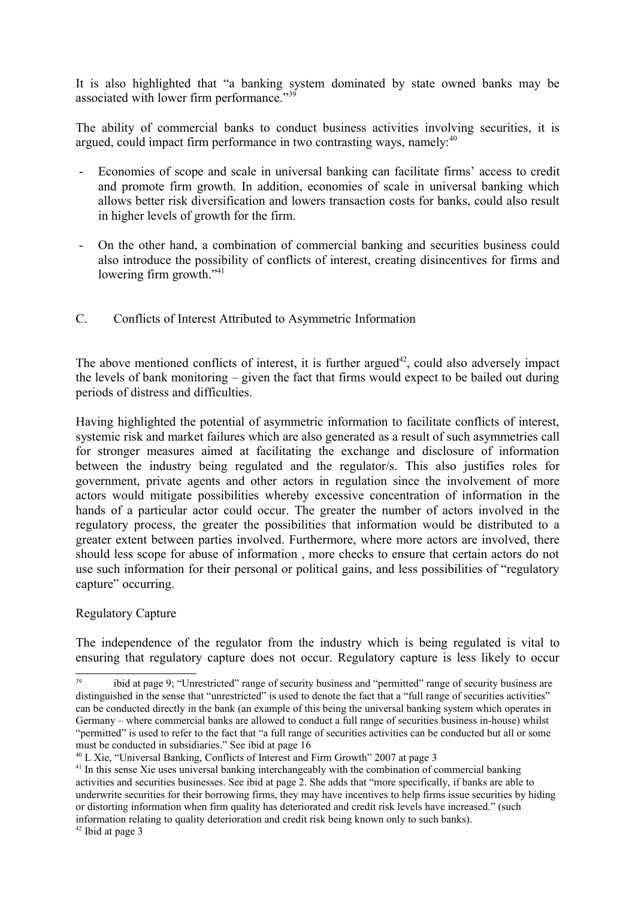It is also highlighted that "a banking system dominated by state owned banks may be associated with lower firm performance."[39]

The ability of commercial banks to conduct business activities involving securities, it is argued, could impact firm performance in two contrasting ways, namely:[40]

- Economies of scope and scale in universal banking can facilitate firms' access to credit and promote firm growth. In addition, economies of scale in universal banking which allows better risk diversification and lowers transaction costs for banks, could also result in higher levels of growth for the firm.

- On the other hand, a combination of commercial banking and securities business could also introduce the possibility of conflicts of interest, creating disincentives for firms and lowering firm growth."[41]

## C. Conflicts of Interest Attributed to Asymmetric Information

The above mentioned conflicts of interest, it is further argued[42], could also adversely impact the levels of bank monitoring – given the fact that firms would expect to be bailed out during periods of distress and difficulties.

Having highlighted the potential of asymmetric information to facilitate conflicts of interest, systemic risk and market failures which are also generated as a result of such asymmetries call for stronger measures aimed at facilitating the exchange and disclosure of information between the industry being regulated and the regulator/s. This also justifies roles for government, private agents and other actors in regulation since the involvement of more actors would mitigate possibilities whereby excessive concentration of information in the hands of a particular actor could occur. The greater the number of actors involved in the regulatory process, the greater the possibilities that information would be distributed to a greater extent between parties involved. Furthermore, where more actors are involved, there should less scope for abuse of information , more checks to ensure that certain actors do not use such information for their personal or political gains, and less possibilities of "regulatory capture" occurring.

### Regulatory Capture

The independence of the regulator from the industry which is being regulated is vital to ensuring that regulatory capture does not occur. Regulatory capture is less likely to occur

---

[39] ibid at page 9; "Unrestricted" range of security business and "permitted" range of security business are distinguished in the sense that "unrestricted" is used to denote the fact that a "full range of securities activities" can be conducted directly in the bank (an example of this being the universal banking system which operates in Germany – where commercial banks are allowed to conduct a full range of securities business in-house) whilst "permitted" is used to refer to the fact that "a full range of securities activities can be conducted but all or some must be conducted in subsidiaries." See ibid at page 16

[40] L Xie, "Universal Banking, Conflicts of Interest and Firm Growth" 2007 at page 3

[41] In this sense Xie uses universal banking interchangeably with the combination of commercial banking activities and securities businesses. See ibid at page 2. She adds that "more specifically, if banks are able to underwrite securities for their borrowing firms, they may have incentives to help firms issue securities by hiding or distorting information when firm quality has deteriorated and credit risk levels have increased." (such information relating to quality deterioration and credit risk being known only to such banks).

[42] Ibid at page 3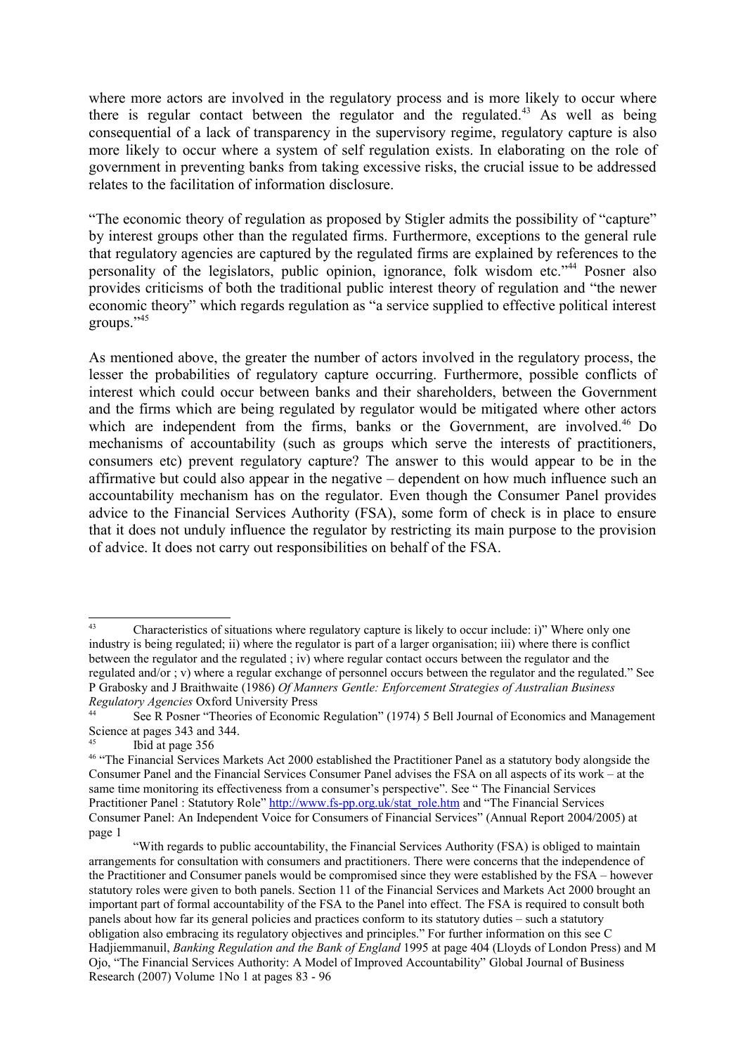where more actors are involved in the regulatory process and is more likely to occur where there is regular contact between the regulator and the regulated.[43] As well as being consequential of a lack of transparency in the supervisory regime, regulatory capture is also more likely to occur where a system of self regulation exists. In elaborating on the role of government in preventing banks from taking excessive risks, the crucial issue to be addressed relates to the facilitation of information disclosure.

"The economic theory of regulation as proposed by Stigler admits the possibility of "capture" by interest groups other than the regulated firms. Furthermore, exceptions to the general rule that regulatory agencies are captured by the regulated firms are explained by references to the personality of the legislators, public opinion, ignorance, folk wisdom etc."[44] Posner also provides criticisms of both the traditional public interest theory of regulation and "the newer economic theory" which regards regulation as "a service supplied to effective political interest groups."[45]

As mentioned above, the greater the number of actors involved in the regulatory process, the lesser the probabilities of regulatory capture occurring. Furthermore, possible conflicts of interest which could occur between banks and their shareholders, between the Government and the firms which are being regulated by regulator would be mitigated where other actors which are independent from the firms, banks or the Government, are involved.[46] Do mechanisms of accountability (such as groups which serve the interests of practitioners, consumers etc) prevent regulatory capture? The answer to this would appear to be in the affirmative but could also appear in the negative – dependent on how much influence such an accountability mechanism has on the regulator. Even though the Consumer Panel provides advice to the Financial Services Authority (FSA), some form of check is in place to ensure that it does not unduly influence the regulator by restricting its main purpose to the provision of advice. It does not carry out responsibilities on behalf of the FSA.

---

[43] Characteristics of situations where regulatory capture is likely to occur include: i)" Where only one industry is being regulated; ii) where the regulator is part of a larger organisation; iii) where there is conflict between the regulator and the regulated ; iv) where regular contact occurs between the regulator and the regulated and/or ; v) where a regular exchange of personnel occurs between the regulator and the regulated." See P Grabosky and J Braithwaite (1986) *Of Manners Gentle: Enforcement Strategies of Australian Business Regulatory Agencies* Oxford University Press

[44] See R Posner "Theories of Economic Regulation" (1974) 5 Bell Journal of Economics and Management Science at pages 343 and 344.

[45] Ibid at page 356

[46] "The Financial Services Markets Act 2000 established the Practitioner Panel as a statutory body alongside the Consumer Panel and the Financial Services Consumer Panel advises the FSA on all aspects of its work – at the same time monitoring its effectiveness from a consumer's perspective". See " The Financial Services Practitioner Panel : Statutory Role" http://www.fs-pp.org.uk/stat_role.htm and "The Financial Services Consumer Panel: An Independent Voice for Consumers of Financial Services" (Annual Report 2004/2005) at page 1

"With regards to public accountability, the Financial Services Authority (FSA) is obliged to maintain arrangements for consultation with consumers and practitioners. There were concerns that the independence of the Practitioner and Consumer panels would be compromised since they were established by the FSA – however statutory roles were given to both panels. Section 11 of the Financial Services and Markets Act 2000 brought an important part of formal accountability of the FSA to the Panel into effect. The FSA is required to consult both panels about how far its general policies and practices conform to its statutory duties – such a statutory obligation also embracing its regulatory objectives and principles." For further information on this see C Hadjiemmanuil, *Banking Regulation and the Bank of England* 1995 at page 404 (Lloyds of London Press) and M Ojo, "The Financial Services Authority: A Model of Improved Accountability" Global Journal of Business Research (2007) Volume 1No 1 at pages 83 - 96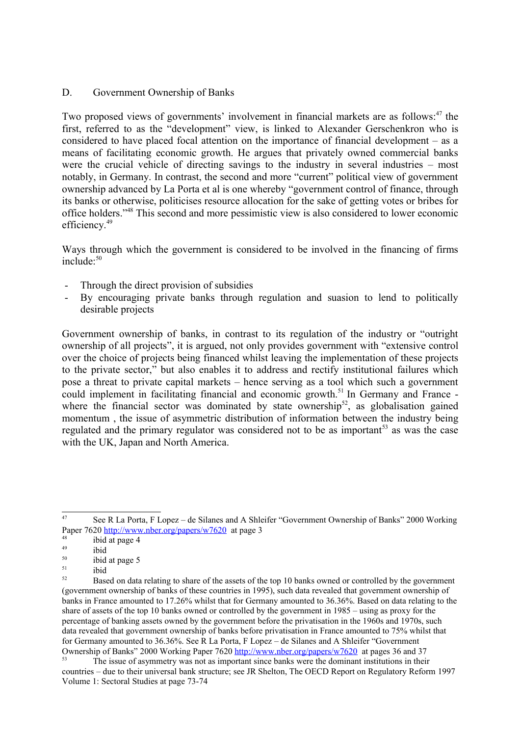## D. Government Ownership of Banks

Two proposed views of governments' involvement in financial markets are as follows:[47] the first, referred to as the "development" view, is linked to Alexander Gerschenkron who is considered to have placed focal attention on the importance of financial development – as a means of facilitating economic growth. He argues that privately owned commercial banks were the crucial vehicle of directing savings to the industry in several industries – most notably, in Germany. In contrast, the second and more "current" political view of government ownership advanced by La Porta et al is one whereby "government control of finance, through its banks or otherwise, politicises resource allocation for the sake of getting votes or bribes for office holders."[48] This second and more pessimistic view is also considered to lower economic efficiency.[49]

Ways through which the government is considered to be involved in the financing of firms include:[50]

- Through the direct provision of subsidies
- By encouraging private banks through regulation and suasion to lend to politically desirable projects

Government ownership of banks, in contrast to its regulation of the industry or "outright ownership of all projects", it is argued, not only provides government with "extensive control over the choice of projects being financed whilst leaving the implementation of these projects to the private sector," but also enables it to address and rectify institutional failures which pose a threat to private capital markets – hence serving as a tool which such a government could implement in facilitating financial and economic growth.[51] In Germany and France - where the financial sector was dominated by state ownership[52], as globalisation gained momentum , the issue of asymmetric distribution of information between the industry being regulated and the primary regulator was considered not to be as important[53] as was the case with the UK, Japan and North America.

---

[47] See R La Porta, F Lopez – de Silanes and A Shleifer "Government Ownership of Banks" 2000 Working Paper 7620 http://www.nber.org/papers/w7620 at page 3

[48] ibid at page 4

[49] ibid

[50] ibid at page 5

[51] ibid

[52] Based on data relating to share of the assets of the top 10 banks owned or controlled by the government (government ownership of banks of these countries in 1995), such data revealed that government ownership of banks in France amounted to 17.26% whilst that for Germany amounted to 36.36%. Based on data relating to the share of assets of the top 10 banks owned or controlled by the government in 1985 – using as proxy for the percentage of banking assets owned by the government before the privatisation in the 1960s and 1970s, such data revealed that government ownership of banks before privatisation in France amounted to 75% whilst that for Germany amounted to 36.36%. See R La Porta, F Lopez – de Silanes and A Shleifer "Government Ownership of Banks" 2000 Working Paper 7620 http://www.nber.org/papers/w7620 at pages 36 and 37

[53] The issue of asymmetry was not as important since banks were the dominant institutions in their countries – due to their universal bank structure; see JR Shelton, The OECD Report on Regulatory Reform 1997 Volume 1: Sectoral Studies at page 73-74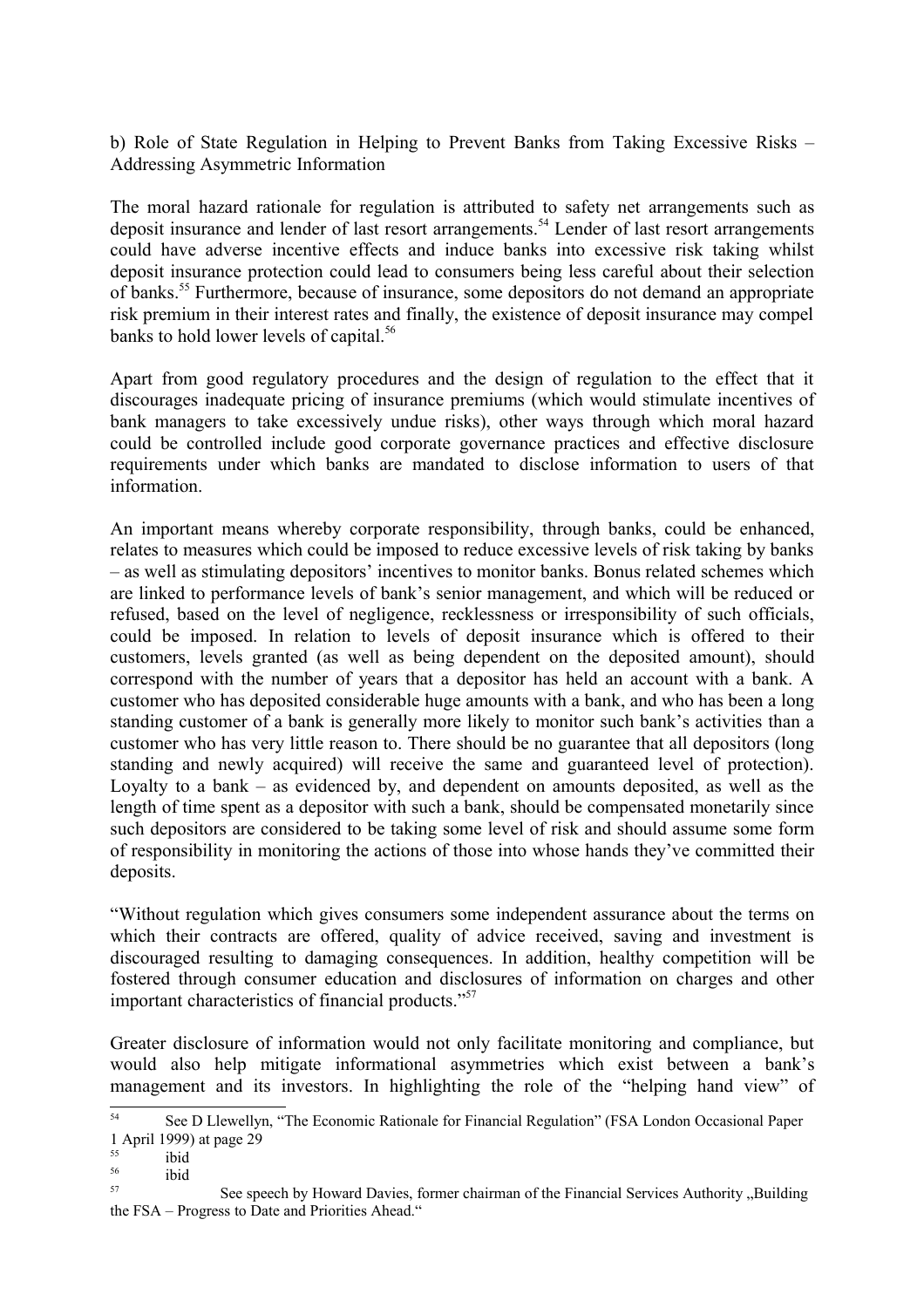b) Role of State Regulation in Helping to Prevent Banks from Taking Excessive Risks – Addressing Asymmetric Information

The moral hazard rationale for regulation is attributed to safety net arrangements such as deposit insurance and lender of last resort arrangements.[54] Lender of last resort arrangements could have adverse incentive effects and induce banks into excessive risk taking whilst deposit insurance protection could lead to consumers being less careful about their selection of banks.[55] Furthermore, because of insurance, some depositors do not demand an appropriate risk premium in their interest rates and finally, the existence of deposit insurance may compel banks to hold lower levels of capital.[56]

Apart from good regulatory procedures and the design of regulation to the effect that it discourages inadequate pricing of insurance premiums (which would stimulate incentives of bank managers to take excessively undue risks), other ways through which moral hazard could be controlled include good corporate governance practices and effective disclosure requirements under which banks are mandated to disclose information to users of that information.

An important means whereby corporate responsibility, through banks, could be enhanced, relates to measures which could be imposed to reduce excessive levels of risk taking by banks – as well as stimulating depositors' incentives to monitor banks. Bonus related schemes which are linked to performance levels of bank's senior management, and which will be reduced or refused, based on the level of negligence, recklessness or irresponsibility of such officials, could be imposed. In relation to levels of deposit insurance which is offered to their customers, levels granted (as well as being dependent on the deposited amount), should correspond with the number of years that a depositor has held an account with a bank. A customer who has deposited considerable huge amounts with a bank, and who has been a long standing customer of a bank is generally more likely to monitor such bank's activities than a customer who has very little reason to. There should be no guarantee that all depositors (long standing and newly acquired) will receive the same and guaranteed level of protection). Loyalty to a bank – as evidenced by, and dependent on amounts deposited, as well as the length of time spent as a depositor with such a bank, should be compensated monetarily since such depositors are considered to be taking some level of risk and should assume some form of responsibility in monitoring the actions of those into whose hands they've committed their deposits.

"Without regulation which gives consumers some independent assurance about the terms on which their contracts are offered, quality of advice received, saving and investment is discouraged resulting to damaging consequences. In addition, healthy competition will be fostered through consumer education and disclosures of information on charges and other important characteristics of financial products."[57]

Greater disclosure of information would not only facilitate monitoring and compliance, but would also help mitigate informational asymmetries which exist between a bank's management and its investors. In highlighting the role of the "helping hand view" of

---

[54] See D Llewellyn, "The Economic Rationale for Financial Regulation" (FSA London Occasional Paper 1 April 1999) at page 29

[55] ibid

[56] ibid

[57] See speech by Howard Davies, former chairman of the Financial Services Authority „Building the FSA – Progress to Date and Priorities Ahead."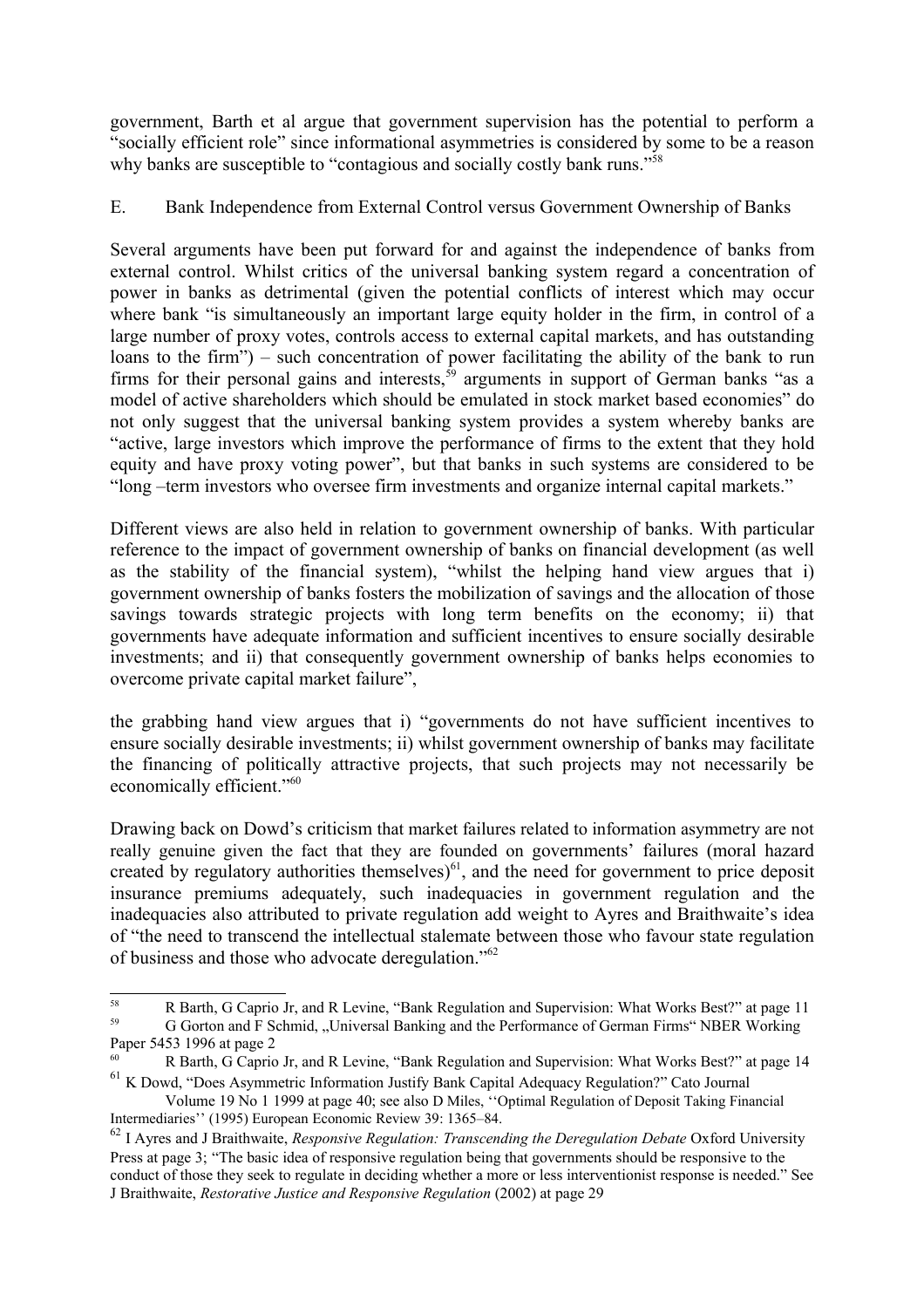government, Barth et al argue that government supervision has the potential to perform a "socially efficient role" since informational asymmetries is considered by some to be a reason why banks are susceptible to "contagious and socially costly bank runs."[58]

E. Bank Independence from External Control versus Government Ownership of Banks

Several arguments have been put forward for and against the independence of banks from external control. Whilst critics of the universal banking system regard a concentration of power in banks as detrimental (given the potential conflicts of interest which may occur where bank "is simultaneously an important large equity holder in the firm, in control of a large number of proxy votes, controls access to external capital markets, and has outstanding loans to the firm") – such concentration of power facilitating the ability of the bank to run firms for their personal gains and interests,[59] arguments in support of German banks "as a model of active shareholders which should be emulated in stock market based economies" do not only suggest that the universal banking system provides a system whereby banks are "active, large investors which improve the performance of firms to the extent that they hold equity and have proxy voting power", but that banks in such systems are considered to be "long –term investors who oversee firm investments and organize internal capital markets."

Different views are also held in relation to government ownership of banks. With particular reference to the impact of government ownership of banks on financial development (as well as the stability of the financial system), "whilst the helping hand view argues that i) government ownership of banks fosters the mobilization of savings and the allocation of those savings towards strategic projects with long term benefits on the economy; ii) that governments have adequate information and sufficient incentives to ensure socially desirable investments; and ii) that consequently government ownership of banks helps economies to overcome private capital market failure",

the grabbing hand view argues that i) "governments do not have sufficient incentives to ensure socially desirable investments; ii) whilst government ownership of banks may facilitate the financing of politically attractive projects, that such projects may not necessarily be economically efficient."[60]

Drawing back on Dowd's criticism that market failures related to information asymmetry are not really genuine given the fact that they are founded on governments' failures (moral hazard created by regulatory authorities themselves)[61], and the need for government to price deposit insurance premiums adequately, such inadequacies in government regulation and the inadequacies also attributed to private regulation add weight to Ayres and Braithwaite's idea of "the need to transcend the intellectual stalemate between those who favour state regulation of business and those who advocate deregulation."[62]

---

[58] R Barth, G Caprio Jr, and R Levine, "Bank Regulation and Supervision: What Works Best?" at page 11

[59] G Gorton and F Schmid, „Universal Banking and the Performance of German Firms" NBER Working Paper 5453 1996 at page 2

[60] R Barth, G Caprio Jr, and R Levine, "Bank Regulation and Supervision: What Works Best?" at page 14

[61] K Dowd, "Does Asymmetric Information Justify Bank Capital Adequacy Regulation?" Cato Journal Volume 19 No 1 1999 at page 40; see also D Miles, ''Optimal Regulation of Deposit Taking Financial Intermediaries'' (1995) European Economic Review 39: 1365–84.

[62] I Ayres and J Braithwaite, *Responsive Regulation: Transcending the Deregulation Debate* Oxford University Press at page 3; "The basic idea of responsive regulation being that governments should be responsive to the conduct of those they seek to regulate in deciding whether a more or less interventionist response is needed." See J Braithwaite, *Restorative Justice and Responsive Regulation* (2002) at page 29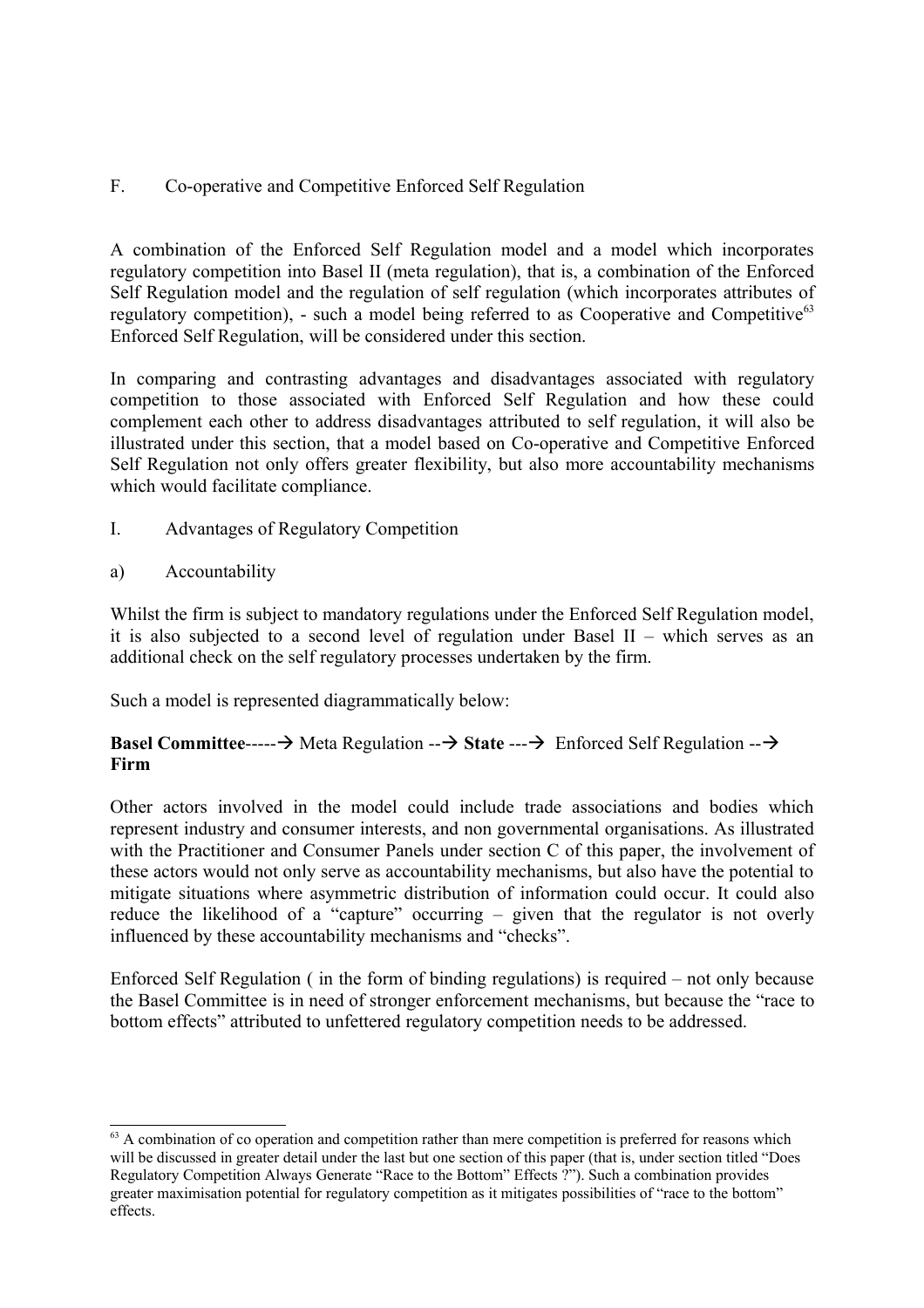## F. Co-operative and Competitive Enforced Self Regulation

A combination of the Enforced Self Regulation model and a model which incorporates regulatory competition into Basel II (meta regulation), that is, a combination of the Enforced Self Regulation model and the regulation of self regulation (which incorporates attributes of regulatory competition), - such a model being referred to as Cooperative and Competitive[63] Enforced Self Regulation, will be considered under this section.

In comparing and contrasting advantages and disadvantages associated with regulatory competition to those associated with Enforced Self Regulation and how these could complement each other to address disadvantages attributed to self regulation, it will also be illustrated under this section, that a model based on Co-operative and Competitive Enforced Self Regulation not only offers greater flexibility, but also more accountability mechanisms which would facilitate compliance.

### I. Advantages of Regulatory Competition

#### a) Accountability

Whilst the firm is subject to mandatory regulations under the Enforced Self Regulation model, it is also subjected to a second level of regulation under Basel II – which serves as an additional check on the self regulatory processes undertaken by the firm.

Such a model is represented diagrammatically below:

**Basel Committee**-----→ Meta Regulation --→ **State** ---→ Enforced Self Regulation --→ **Firm**

Other actors involved in the model could include trade associations and bodies which represent industry and consumer interests, and non governmental organisations. As illustrated with the Practitioner and Consumer Panels under section C of this paper, the involvement of these actors would not only serve as accountability mechanisms, but also have the potential to mitigate situations where asymmetric distribution of information could occur. It could also reduce the likelihood of a "capture" occurring – given that the regulator is not overly influenced by these accountability mechanisms and "checks".

Enforced Self Regulation ( in the form of binding regulations) is required – not only because the Basel Committee is in need of stronger enforcement mechanisms, but because the "race to bottom effects" attributed to unfettered regulatory competition needs to be addressed.

---

[63] A combination of co operation and competition rather than mere competition is preferred for reasons which will be discussed in greater detail under the last but one section of this paper (that is, under section titled "Does Regulatory Competition Always Generate "Race to the Bottom" Effects ?"). Such a combination provides greater maximisation potential for regulatory competition as it mitigates possibilities of "race to the bottom" effects.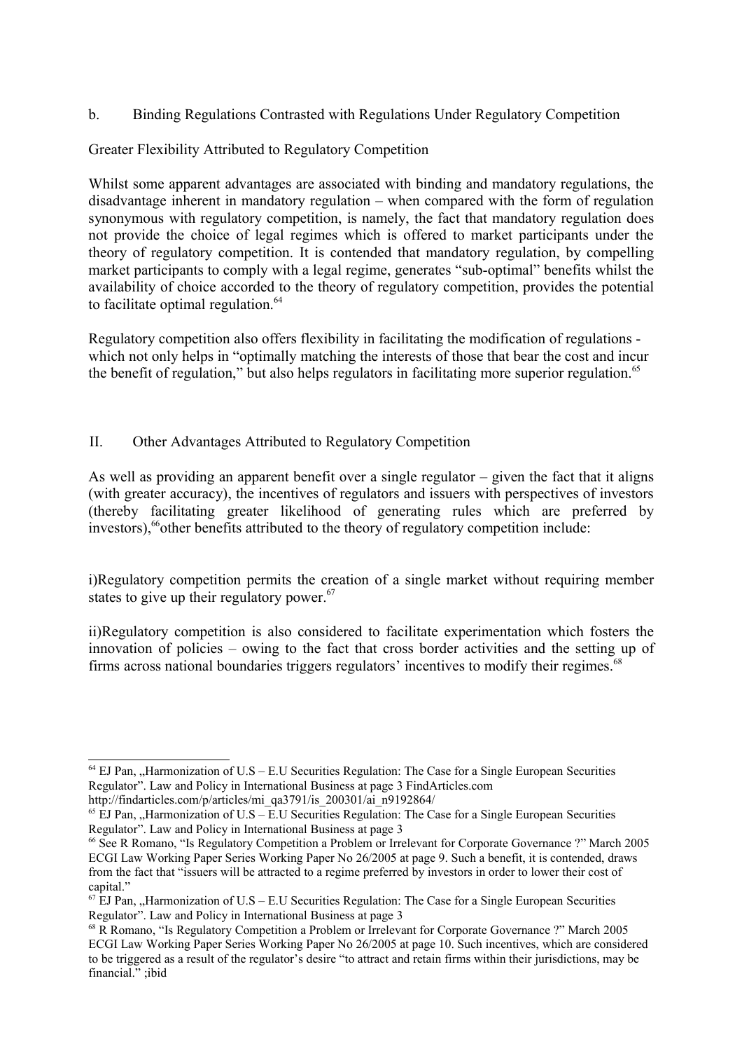b. Binding Regulations Contrasted with Regulations Under Regulatory Competition

Greater Flexibility Attributed to Regulatory Competition

Whilst some apparent advantages are associated with binding and mandatory regulations, the disadvantage inherent in mandatory regulation – when compared with the form of regulation synonymous with regulatory competition, is namely, the fact that mandatory regulation does not provide the choice of legal regimes which is offered to market participants under the theory of regulatory competition. It is contended that mandatory regulation, by compelling market participants to comply with a legal regime, generates "sub-optimal" benefits whilst the availability of choice accorded to the theory of regulatory competition, provides the potential to facilitate optimal regulation.[64]

Regulatory competition also offers flexibility in facilitating the modification of regulations - which not only helps in "optimally matching the interests of those that bear the cost and incur the benefit of regulation," but also helps regulators in facilitating more superior regulation.[65]

II. Other Advantages Attributed to Regulatory Competition

As well as providing an apparent benefit over a single regulator – given the fact that it aligns (with greater accuracy), the incentives of regulators and issuers with perspectives of investors (thereby facilitating greater likelihood of generating rules which are preferred by investors),[66]other benefits attributed to the theory of regulatory competition include:

i)Regulatory competition permits the creation of a single market without requiring member states to give up their regulatory power.[67]

ii)Regulatory competition is also considered to facilitate experimentation which fosters the innovation of policies – owing to the fact that cross border activities and the setting up of firms across national boundaries triggers regulators' incentives to modify their regimes.[68]

---

[64] EJ Pan, „Harmonization of U.S – E.U Securities Regulation: The Case for a Single European Securities Regulator". Law and Policy in International Business at page 3 FindArticles.com http://findarticles.com/p/articles/mi_qa3791/is_200301/ai_n9192864/

[65] EJ Pan, „Harmonization of U.S – E.U Securities Regulation: The Case for a Single European Securities Regulator". Law and Policy in International Business at page 3

[66] See R Romano, "Is Regulatory Competition a Problem or Irrelevant for Corporate Governance ?" March 2005 ECGI Law Working Paper Series Working Paper No 26/2005 at page 9. Such a benefit, it is contended, draws from the fact that "issuers will be attracted to a regime preferred by investors in order to lower their cost of capital."

[67] EJ Pan, „Harmonization of U.S – E.U Securities Regulation: The Case for a Single European Securities Regulator". Law and Policy in International Business at page 3

[68] R Romano, "Is Regulatory Competition a Problem or Irrelevant for Corporate Governance ?" March 2005 ECGI Law Working Paper Series Working Paper No 26/2005 at page 10. Such incentives, which are considered to be triggered as a result of the regulator's desire "to attract and retain firms within their jurisdictions, may be financial." ;ibid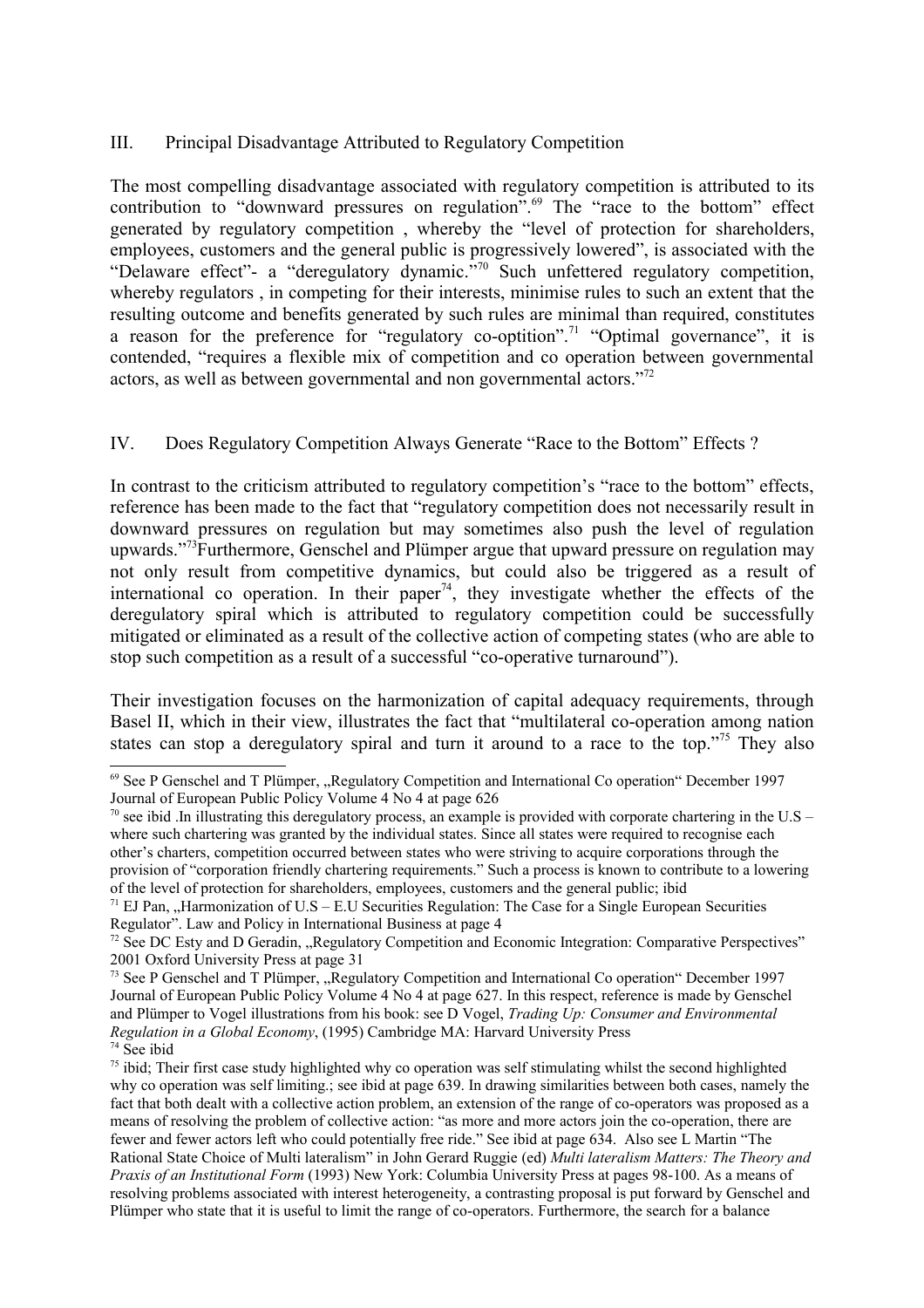## III. Principal Disadvantage Attributed to Regulatory Competition

The most compelling disadvantage associated with regulatory competition is attributed to its contribution to "downward pressures on regulation".[69] The "race to the bottom" effect generated by regulatory competition , whereby the "level of protection for shareholders, employees, customers and the general public is progressively lowered", is associated with the "Delaware effect"- a "deregulatory dynamic."[70] Such unfettered regulatory competition, whereby regulators , in competing for their interests, minimise rules to such an extent that the resulting outcome and benefits generated by such rules are minimal than required, constitutes a reason for the preference for "regulatory co-optition".[71] "Optimal governance", it is contended, "requires a flexible mix of competition and co operation between governmental actors, as well as between governmental and non governmental actors."[72]

## IV. Does Regulatory Competition Always Generate "Race to the Bottom" Effects ?

In contrast to the criticism attributed to regulatory competition's "race to the bottom" effects, reference has been made to the fact that "regulatory competition does not necessarily result in downward pressures on regulation but may sometimes also push the level of regulation upwards."[73]Furthermore, Genschel and Plümper argue that upward pressure on regulation may not only result from competitive dynamics, but could also be triggered as a result of international co operation. In their paper[74], they investigate whether the effects of the deregulatory spiral which is attributed to regulatory competition could be successfully mitigated or eliminated as a result of the collective action of competing states (who are able to stop such competition as a result of a successful "co-operative turnaround").

Their investigation focuses on the harmonization of capital adequacy requirements, through Basel II, which in their view, illustrates the fact that "multilateral co-operation among nation states can stop a deregulatory spiral and turn it around to a race to the top."[75] They also

---

[69] See P Genschel and T Plümper, „Regulatory Competition and International Co operation" December 1997 Journal of European Public Policy Volume 4 No 4 at page 626

[70] see ibid .In illustrating this deregulatory process, an example is provided with corporate chartering in the U.S – where such chartering was granted by the individual states. Since all states were required to recognise each other's charters, competition occurred between states who were striving to acquire corporations through the provision of "corporation friendly chartering requirements." Such a process is known to contribute to a lowering of the level of protection for shareholders, employees, customers and the general public; ibid

[71] EJ Pan, „Harmonization of U.S – E.U Securities Regulation: The Case for a Single European Securities Regulator". Law and Policy in International Business at page 4

[72] See DC Esty and D Geradin, „Regulatory Competition and Economic Integration: Comparative Perspectives" 2001 Oxford University Press at page 31

[73] See P Genschel and T Plümper, „Regulatory Competition and International Co operation" December 1997 Journal of European Public Policy Volume 4 No 4 at page 627. In this respect, reference is made by Genschel and Plümper to Vogel illustrations from his book: see D Vogel, *Trading Up: Consumer and Environmental Regulation in a Global Economy*, (1995) Cambridge MA: Harvard University Press

[74] See ibid

[75] ibid; Their first case study highlighted why co operation was self stimulating whilst the second highlighted why co operation was self limiting.; see ibid at page 639. In drawing similarities between both cases, namely the fact that both dealt with a collective action problem, an extension of the range of co-operators was proposed as a means of resolving the problem of collective action: "as more and more actors join the co-operation, there are fewer and fewer actors left who could potentially free ride." See ibid at page 634. Also see L Martin "The Rational State Choice of Multi lateralism" in John Gerard Ruggie (ed) *Multi lateralism Matters: The Theory and Praxis of an Institutional Form* (1993) New York: Columbia University Press at pages 98-100. As a means of resolving problems associated with interest heterogeneity, a contrasting proposal is put forward by Genschel and Plümper who state that it is useful to limit the range of co-operators. Furthermore, the search for a balance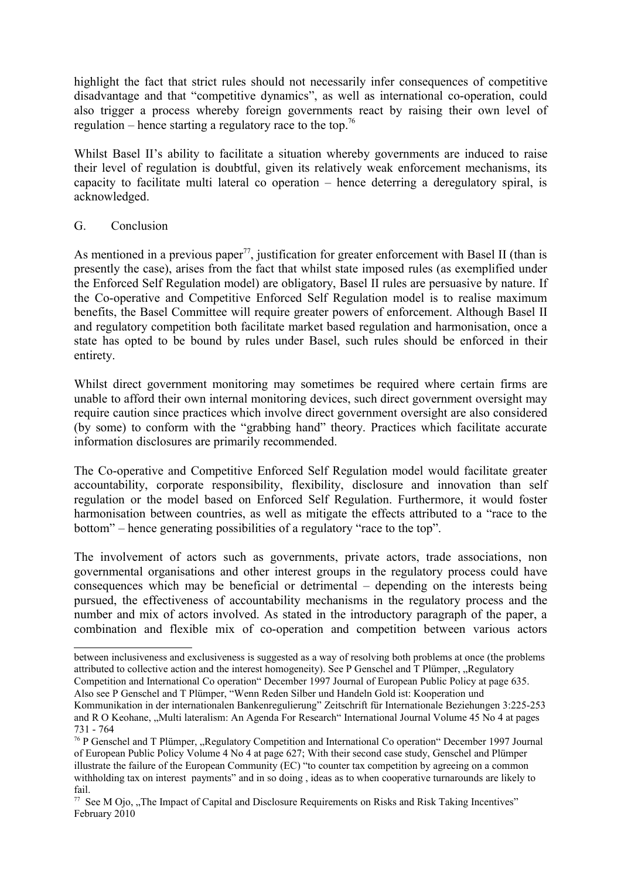highlight the fact that strict rules should not necessarily infer consequences of competitive disadvantage and that "competitive dynamics", as well as international co-operation, could also trigger a process whereby foreign governments react by raising their own level of regulation – hence starting a regulatory race to the top.[76]

Whilst Basel II's ability to facilitate a situation whereby governments are induced to raise their level of regulation is doubtful, given its relatively weak enforcement mechanisms, its capacity to facilitate multi lateral co operation – hence deterring a deregulatory spiral, is acknowledged.

## G. Conclusion

As mentioned in a previous paper[77], justification for greater enforcement with Basel II (than is presently the case), arises from the fact that whilst state imposed rules (as exemplified under the Enforced Self Regulation model) are obligatory, Basel II rules are persuasive by nature. If the Co-operative and Competitive Enforced Self Regulation model is to realise maximum benefits, the Basel Committee will require greater powers of enforcement. Although Basel II and regulatory competition both facilitate market based regulation and harmonisation, once a state has opted to be bound by rules under Basel, such rules should be enforced in their entirety.

Whilst direct government monitoring may sometimes be required where certain firms are unable to afford their own internal monitoring devices, such direct government oversight may require caution since practices which involve direct government oversight are also considered (by some) to conform with the "grabbing hand" theory. Practices which facilitate accurate information disclosures are primarily recommended.

The Co-operative and Competitive Enforced Self Regulation model would facilitate greater accountability, corporate responsibility, flexibility, disclosure and innovation than self regulation or the model based on Enforced Self Regulation. Furthermore, it would foster harmonisation between countries, as well as mitigate the effects attributed to a "race to the bottom" – hence generating possibilities of a regulatory "race to the top".

The involvement of actors such as governments, private actors, trade associations, non governmental organisations and other interest groups in the regulatory process could have consequences which may be beneficial or detrimental – depending on the interests being pursued, the effectiveness of accountability mechanisms in the regulatory process and the number and mix of actors involved. As stated in the introductory paragraph of the paper, a combination and flexible mix of co-operation and competition between various actors

---

between inclusiveness and exclusiveness is suggested as a way of resolving both problems at once (the problems attributed to collective action and the interest homogeneity). See P Genschel and T Plümper, „Regulatory Competition and International Co operation" December 1997 Journal of European Public Policy at page 635. Also see P Genschel and T Plümper, "Wenn Reden Silber und Handeln Gold ist: Kooperation und Kommunikation in der internationalen Bankenregulierung" Zeitschrift für Internationale Beziehungen 3:225-253 and R O Keohane, „Multi lateralism: An Agenda For Research" International Journal Volume 45 No 4 at pages 731 - 764

[76] P Genschel and T Plümper, „Regulatory Competition and International Co operation" December 1997 Journal of European Public Policy Volume 4 No 4 at page 627; With their second case study, Genschel and Plümper illustrate the failure of the European Community (EC) "to counter tax competition by agreeing on a common withholding tax on interest payments" and in so doing , ideas as to when cooperative turnarounds are likely to fail.

[77] See M Ojo, „The Impact of Capital and Disclosure Requirements on Risks and Risk Taking Incentives" February 2010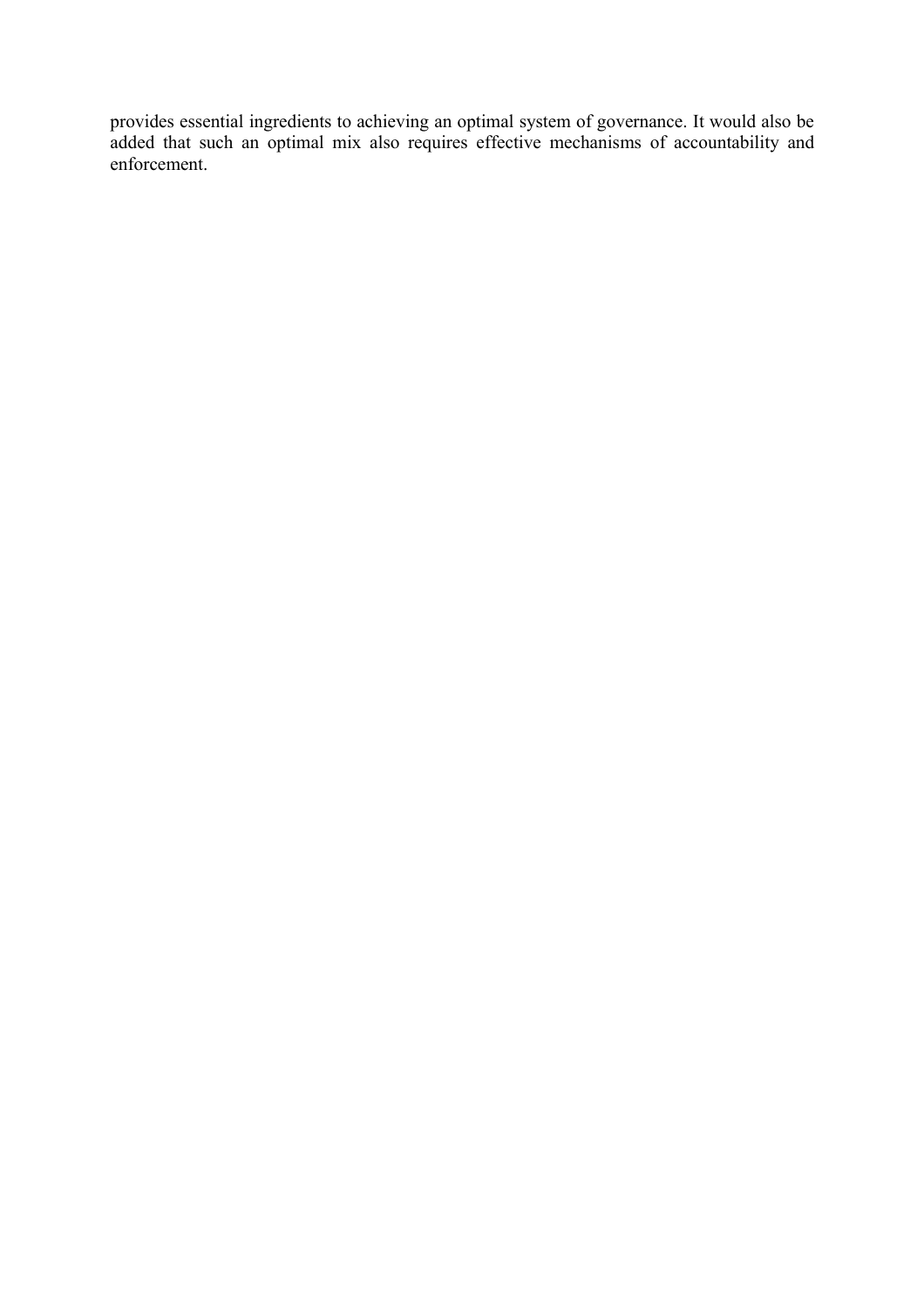provides essential ingredients to achieving an optimal system of governance. It would also be added that such an optimal mix also requires effective mechanisms of accountability and enforcement.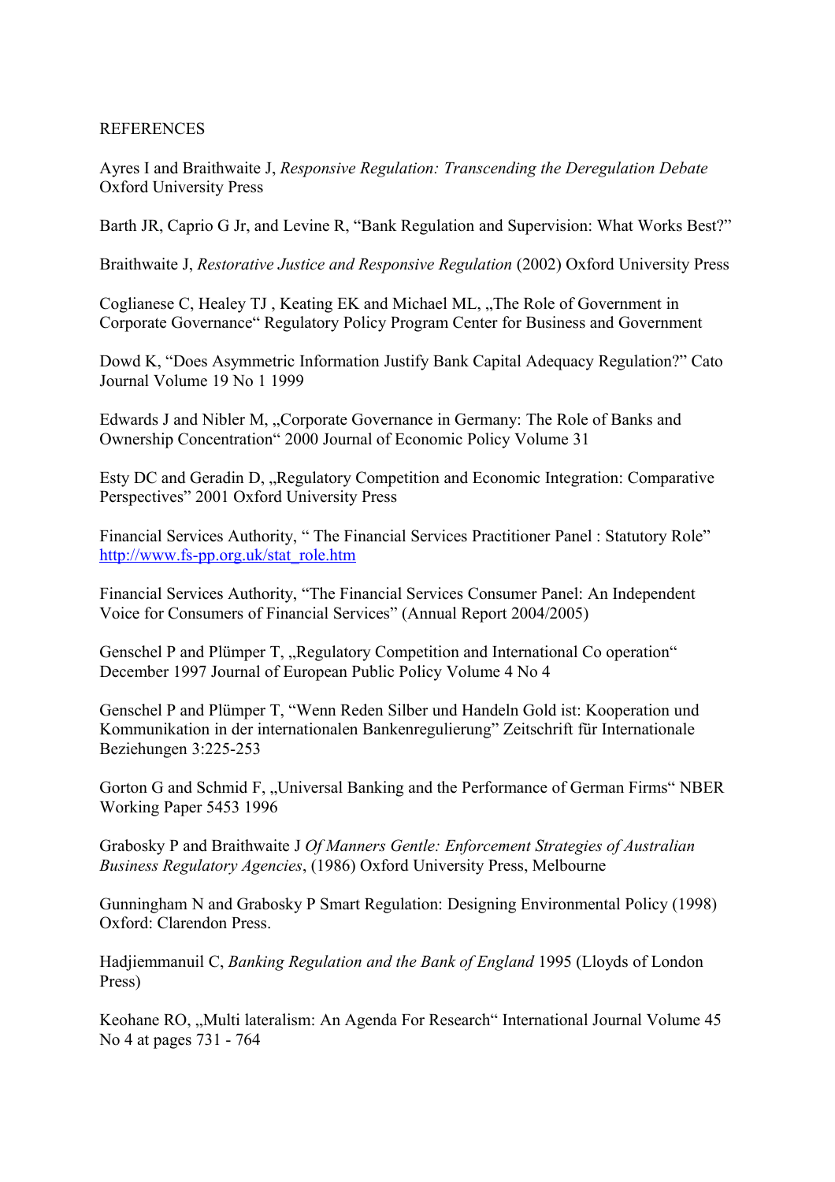REFERENCES

Ayres I and Braithwaite J, *Responsive Regulation: Transcending the Deregulation Debate* Oxford University Press

Barth JR, Caprio G Jr, and Levine R, "Bank Regulation and Supervision: What Works Best?"

Braithwaite J, *Restorative Justice and Responsive Regulation* (2002) Oxford University Press

Coglianese C, Healey TJ , Keating EK and Michael ML, „The Role of Government in Corporate Governance" Regulatory Policy Program Center for Business and Government

Dowd K, "Does Asymmetric Information Justify Bank Capital Adequacy Regulation?" Cato Journal Volume 19 No 1 1999

Edwards J and Nibler M, „Corporate Governance in Germany: The Role of Banks and Ownership Concentration" 2000 Journal of Economic Policy Volume 31

Esty DC and Geradin D, „Regulatory Competition and Economic Integration: Comparative Perspectives" 2001 Oxford University Press

Financial Services Authority, " The Financial Services Practitioner Panel : Statutory Role" http://www.fs-pp.org.uk/stat_role.htm

Financial Services Authority, "The Financial Services Consumer Panel: An Independent Voice for Consumers of Financial Services" (Annual Report 2004/2005)

Genschel P and Plümper T, „Regulatory Competition and International Co operation" December 1997 Journal of European Public Policy Volume 4 No 4

Genschel P and Plümper T, "Wenn Reden Silber und Handeln Gold ist: Kooperation und Kommunikation in der internationalen Bankenregulierung" Zeitschrift für Internationale Beziehungen 3:225-253

Gorton G and Schmid F, „Universal Banking and the Performance of German Firms" NBER Working Paper 5453 1996

Grabosky P and Braithwaite J *Of Manners Gentle: Enforcement Strategies of Australian Business Regulatory Agencies*, (1986) Oxford University Press, Melbourne

Gunningham N and Grabosky P Smart Regulation: Designing Environmental Policy (1998) Oxford: Clarendon Press.

Hadjiemmanuil C, *Banking Regulation and the Bank of England* 1995 (Lloyds of London Press)

Keohane RO, „Multi lateralism: An Agenda For Research" International Journal Volume 45 No 4 at pages 731 - 764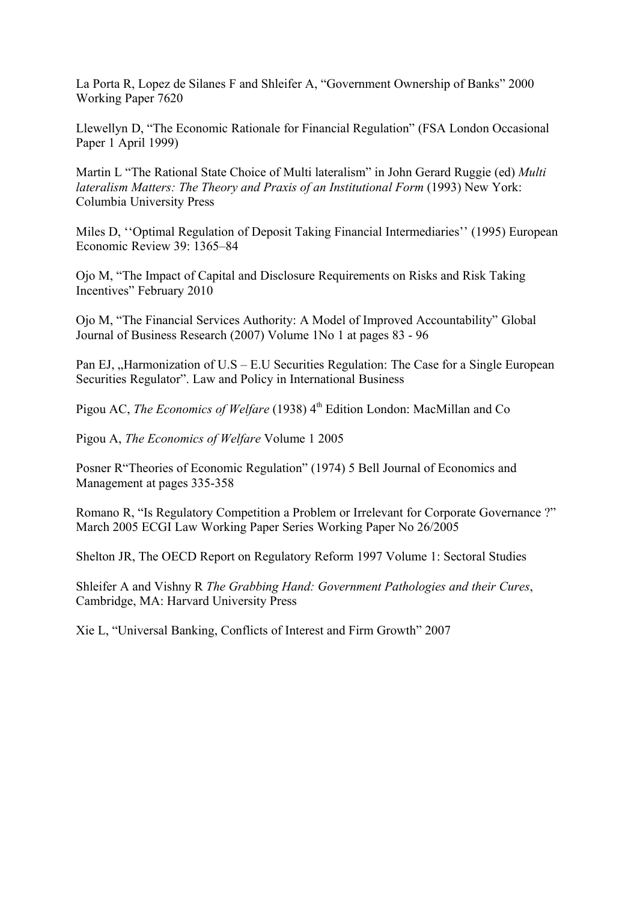La Porta R, Lopez de Silanes F and Shleifer A, "Government Ownership of Banks" 2000 Working Paper 7620

Llewellyn D, "The Economic Rationale for Financial Regulation" (FSA London Occasional Paper 1 April 1999)

Martin L "The Rational State Choice of Multi lateralism" in John Gerard Ruggie (ed) *Multi lateralism Matters: The Theory and Praxis of an Institutional Form* (1993) New York: Columbia University Press

Miles D, ''Optimal Regulation of Deposit Taking Financial Intermediaries'' (1995) European Economic Review 39: 1365–84

Ojo M, "The Impact of Capital and Disclosure Requirements on Risks and Risk Taking Incentives" February 2010

Ojo M, "The Financial Services Authority: A Model of Improved Accountability" Global Journal of Business Research (2007) Volume 1No 1 at pages 83 - 96

Pan EJ, „Harmonization of U.S – E.U Securities Regulation: The Case for a Single European Securities Regulator". Law and Policy in International Business

Pigou AC, *The Economics of Welfare* (1938) 4th Edition London: MacMillan and Co

Pigou A, *The Economics of Welfare* Volume 1 2005

Posner R"Theories of Economic Regulation" (1974) 5 Bell Journal of Economics and Management at pages 335-358

Romano R, "Is Regulatory Competition a Problem or Irrelevant for Corporate Governance ?" March 2005 ECGI Law Working Paper Series Working Paper No 26/2005

Shelton JR, The OECD Report on Regulatory Reform 1997 Volume 1: Sectoral Studies

Shleifer A and Vishny R *The Grabbing Hand: Government Pathologies and their Cures*, Cambridge, MA: Harvard University Press

Xie L, "Universal Banking, Conflicts of Interest and Firm Growth" 2007